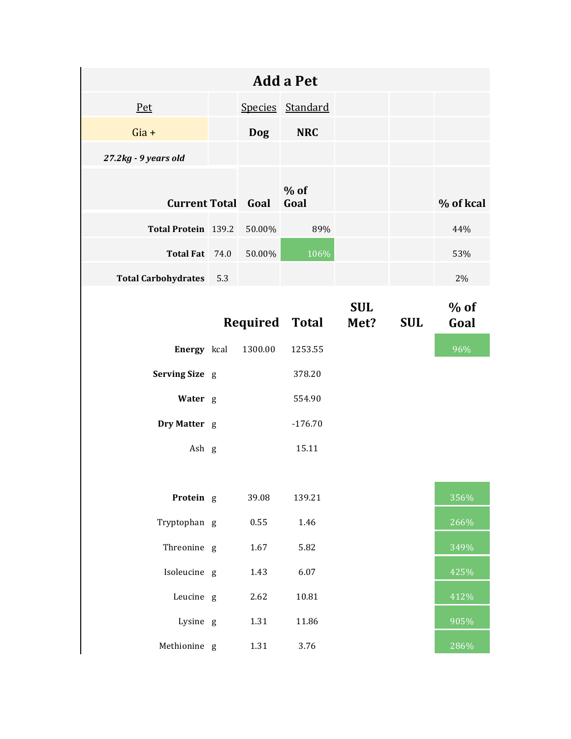# Add a Pet

| Pet | | Species | Standard | | | |
|---|---|---|---|---|---|---|
| Gia + | | **Dog** | **NRC** | | | |
| ***27.2kg - 9 years old*** | | | | | | |
| **Current Total** | | **Goal** | **% of Goal** | | | **% of kcal** |
| **Total Protein** | 139.2 | 50.00% | 89% | | | 44% |
| **Total Fat** | 74.0 | 50.00% | 106% | | | 53% |
| **Total Carbohydrates** | 5.3 | | | | | 2% |

| | | **Required** | **Total** | **SUL Met?** | **SUL** | **% of Goal** |
|---|---|---|---|---|---|---|
| **Energy** | kcal | 1300.00 | 1253.55 | | | 96% |
| **Serving Size** | g | | 378.20 | | | |
| **Water** | g | | 554.90 | | | |
| **Dry Matter** | g | | -176.70 | | | |
| Ash | g | | 15.11 | | | |
| | | | | | | |
| **Protein** | g | 39.08 | 139.21 | | | 356% |
| Tryptophan | g | 0.55 | 1.46 | | | 266% |
| Threonine | g | 1.67 | 5.82 | | | 349% |
| Isoleucine | g | 1.43 | 6.07 | | | 425% |
| Leucine | g | 2.62 | 10.81 | | | 412% |
| Lysine | g | 1.31 | 11.86 | | | 905% |
| Methionine | g | 1.31 | 3.76 | | | 286% |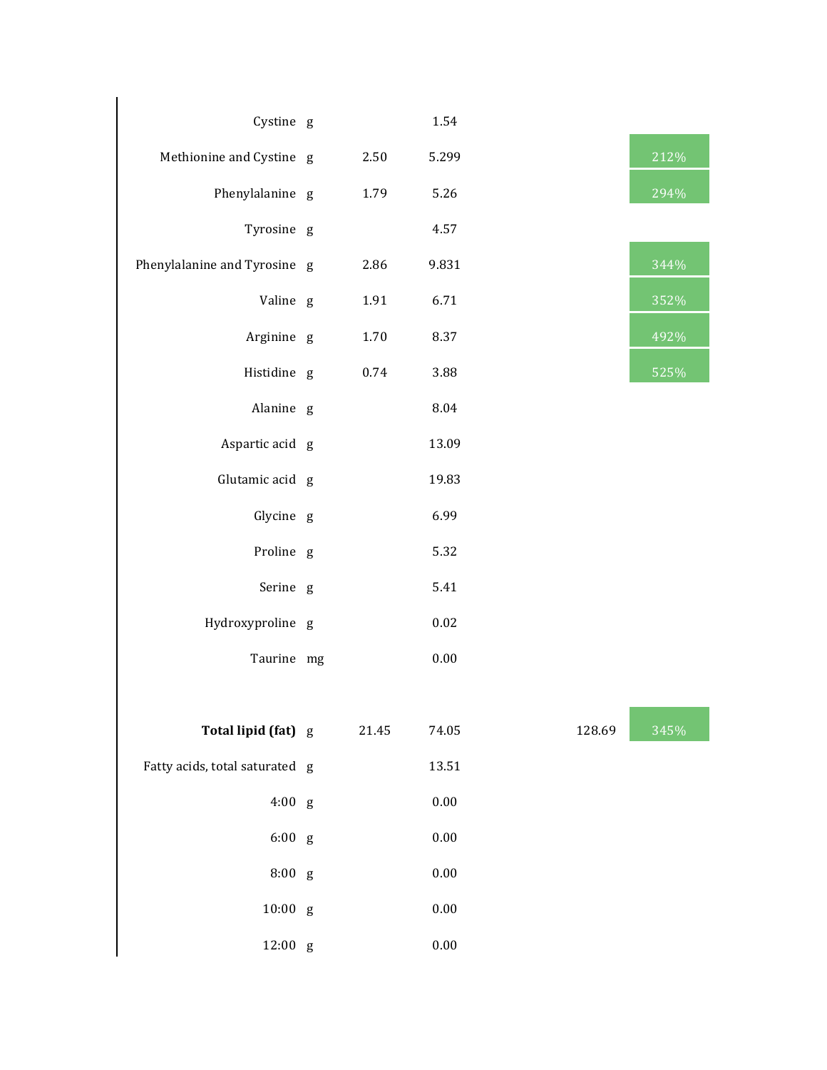| | | | | | |
|---|---|---|---|---|---|
| Cystine | g | | 1.54 | | |
| Methionine and Cystine | g | 2.50 | 5.299 | | 212% |
| Phenylalanine | g | 1.79 | 5.26 | | 294% |
| Tyrosine | g | | 4.57 | | |
| Phenylalanine and Tyrosine | g | 2.86 | 9.831 | | 344% |
| Valine | g | 1.91 | 6.71 | | 352% |
| Arginine | g | 1.70 | 8.37 | | 492% |
| Histidine | g | 0.74 | 3.88 | | 525% |
| Alanine | g | | 8.04 | | |
| Aspartic acid | g | | 13.09 | | |
| Glutamic acid | g | | 19.83 | | |
| Glycine | g | | 6.99 | | |
| Proline | g | | 5.32 | | |
| Serine | g | | 5.41 | | |
| Hydroxyproline | g | | 0.02 | | |
| Taurine | mg | | 0.00 | | |
| | | | | | |
| **Total lipid (fat)** | g | 21.45 | 74.05 | 128.69 | 345% |
| Fatty acids, total saturated | g | | 13.51 | | |
| 4:00 | g | | 0.00 | | |
| 6:00 | g | | 0.00 | | |
| 8:00 | g | | 0.00 | | |
| 10:00 | g | | 0.00 | | |
| 12:00 | g | | 0.00 | | |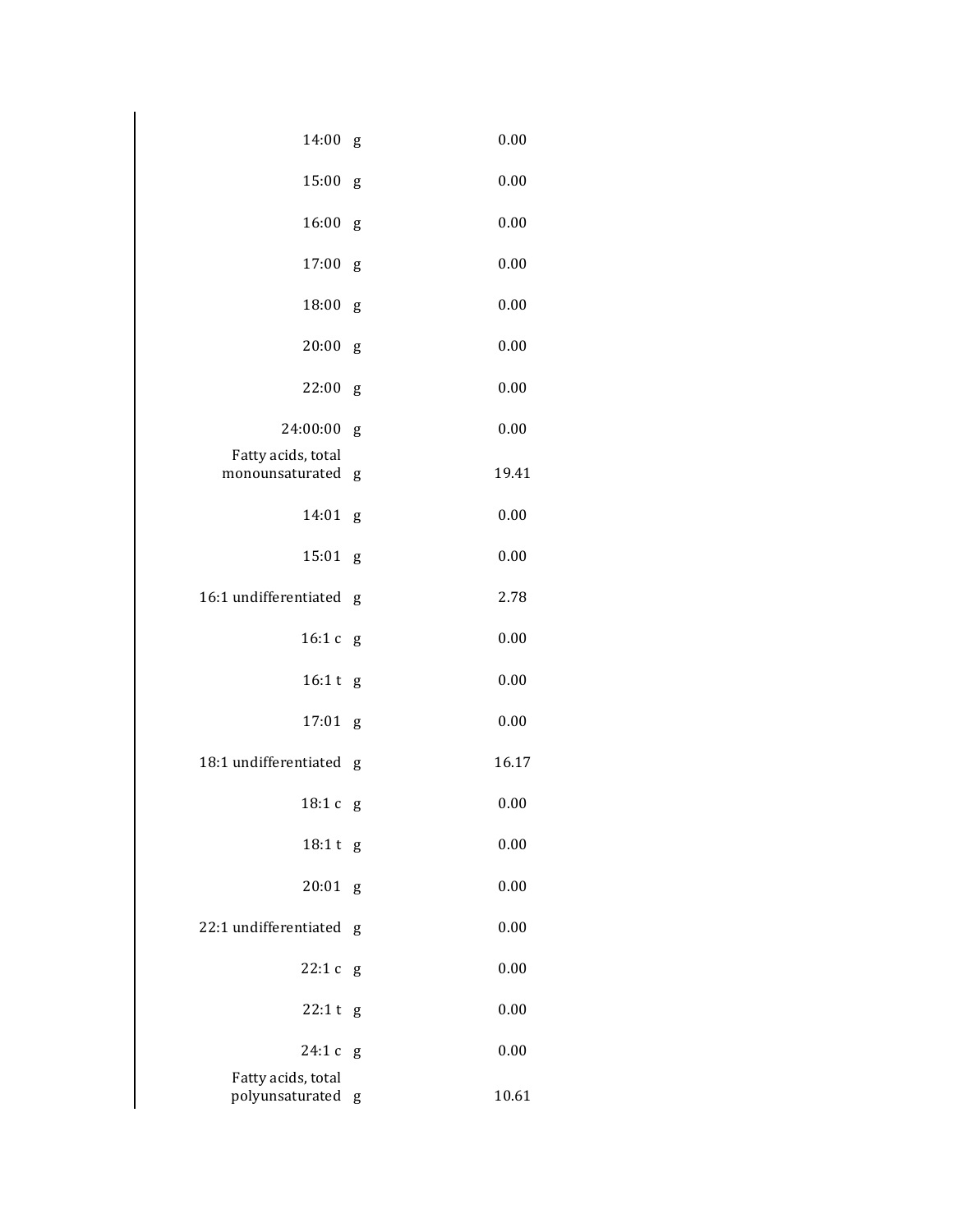| | | |
|---|---|---|
| 14:00 | g | 0.00 |
| 15:00 | g | 0.00 |
| 16:00 | g | 0.00 |
| 17:00 | g | 0.00 |
| 18:00 | g | 0.00 |
| 20:00 | g | 0.00 |
| 22:00 | g | 0.00 |
| 24:00:00 | g | 0.00 |
| Fatty acids, total monounsaturated | g | 19.41 |
| 14:01 | g | 0.00 |
| 15:01 | g | 0.00 |
| 16:1 undifferentiated | g | 2.78 |
| 16:1 c | g | 0.00 |
| 16:1 t | g | 0.00 |
| 17:01 | g | 0.00 |
| 18:1 undifferentiated | g | 16.17 |
| 18:1 c | g | 0.00 |
| 18:1 t | g | 0.00 |
| 20:01 | g | 0.00 |
| 22:1 undifferentiated | g | 0.00 |
| 22:1 c | g | 0.00 |
| 22:1 t | g | 0.00 |
| 24:1 c | g | 0.00 |
| Fatty acids, total polyunsaturated | g | 10.61 |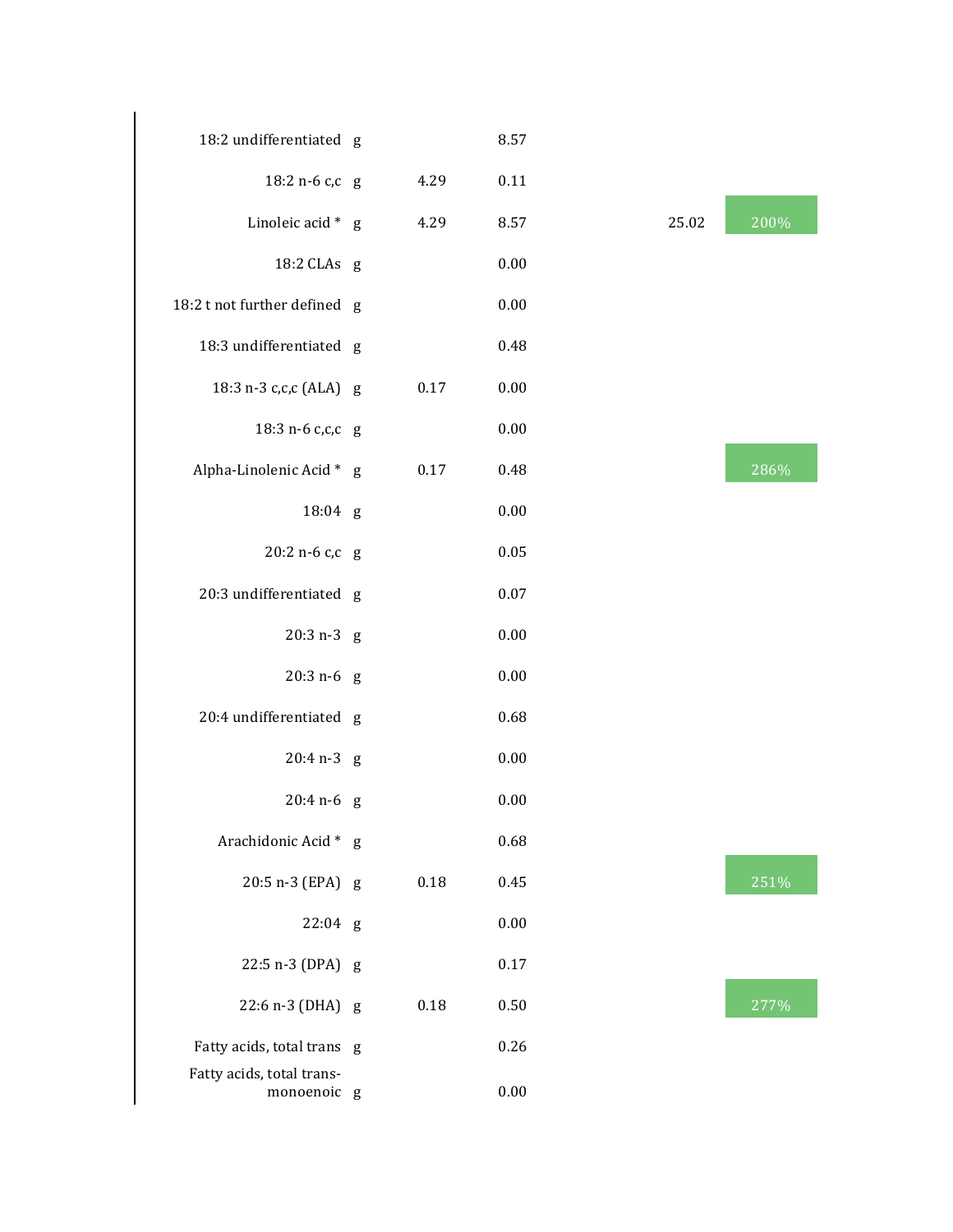| | | | | | |
|---|---|---|---|---|---|
| 18:2 undifferentiated | g | | 8.57 | | |
| 18:2 n-6 c,c | g | 4.29 | 0.11 | | |
| Linoleic acid * | g | 4.29 | 8.57 | 25.02 | 200% |
| 18:2 CLAs | g | | 0.00 | | |
| 18:2 t not further defined | g | | 0.00 | | |
| 18:3 undifferentiated | g | | 0.48 | | |
| 18:3 n-3 c,c,c (ALA) | g | 0.17 | 0.00 | | |
| 18:3 n-6 c,c,c | g | | 0.00 | | |
| Alpha-Linolenic Acid * | g | 0.17 | 0.48 | | 286% |
| 18:04 | g | | 0.00 | | |
| 20:2 n-6 c,c | g | | 0.05 | | |
| 20:3 undifferentiated | g | | 0.07 | | |
| 20:3 n-3 | g | | 0.00 | | |
| 20:3 n-6 | g | | 0.00 | | |
| 20:4 undifferentiated | g | | 0.68 | | |
| 20:4 n-3 | g | | 0.00 | | |
| 20:4 n-6 | g | | 0.00 | | |
| Arachidonic Acid * | g | | 0.68 | | |
| 20:5 n-3 (EPA) | g | 0.18 | 0.45 | | 251% |
| 22:04 | g | | 0.00 | | |
| 22:5 n-3 (DPA) | g | | 0.17 | | |
| 22:6 n-3 (DHA) | g | 0.18 | 0.50 | | 277% |
| Fatty acids, total trans | g | | 0.26 | | |
| Fatty acids, total trans-monoenoic | g | | 0.00 | | |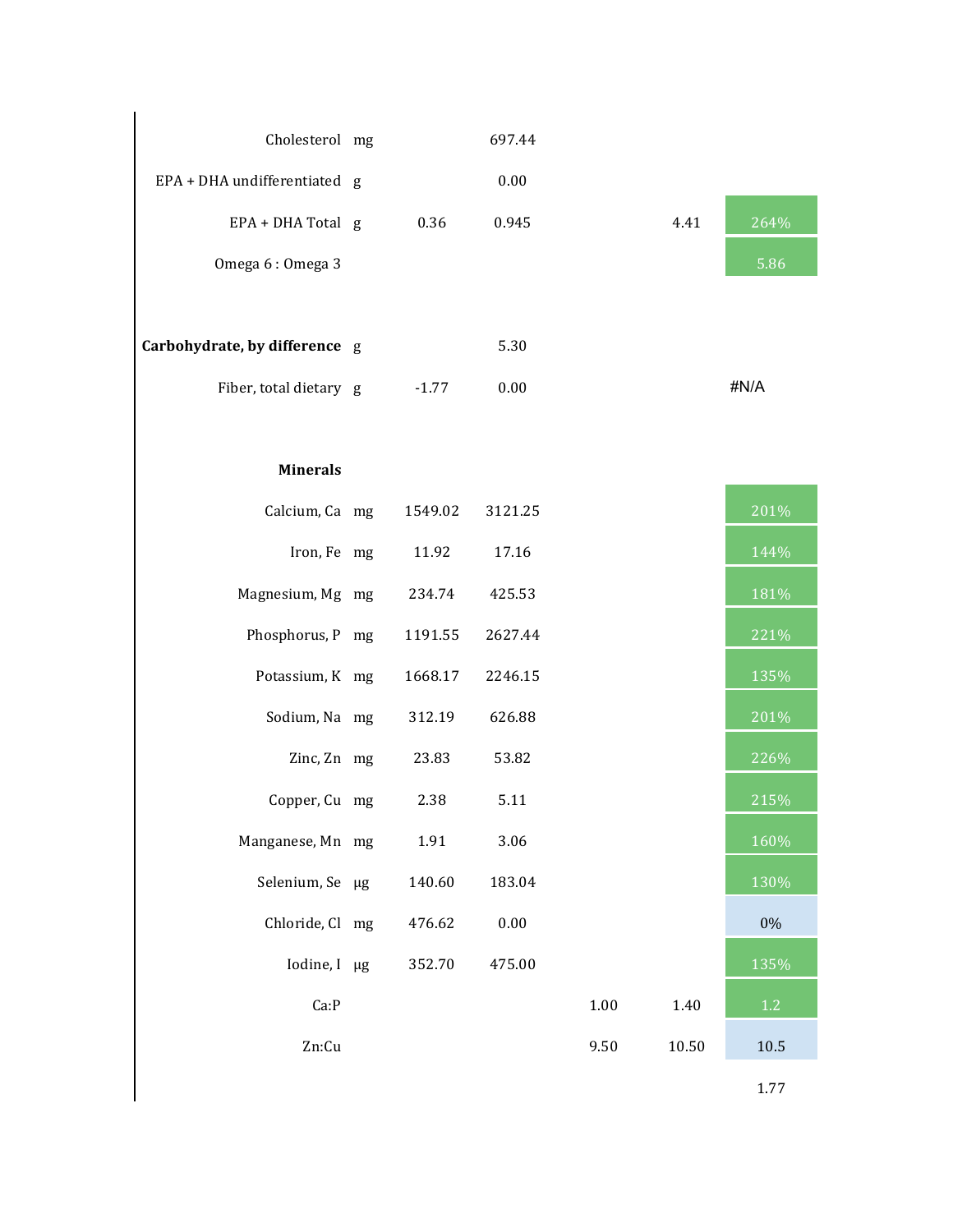| Nutrient | Unit | | | | | |
|---|---|---|---|---|---|---|
| Cholesterol | mg | | 697.44 | | | |
| EPA + DHA undifferentiated | g | | 0.00 | | | |
| EPA + DHA Total | g | 0.36 | 0.945 | | 4.41 | 264% |
| Omega 6 : Omega 3 | | | | | | 5.86 |
| | | | | | | |
| **Carbohydrate, by difference** | g | | 5.30 | | | |
| Fiber, total dietary | g | -1.77 | 0.00 | | | #N/A |
| | | | | | | |
| **Minerals** | | | | | | |
| Calcium, Ca | mg | 1549.02 | 3121.25 | | | 201% |
| Iron, Fe | mg | 11.92 | 17.16 | | | 144% |
| Magnesium, Mg | mg | 234.74 | 425.53 | | | 181% |
| Phosphorus, P | mg | 1191.55 | 2627.44 | | | 221% |
| Potassium, K | mg | 1668.17 | 2246.15 | | | 135% |
| Sodium, Na | mg | 312.19 | 626.88 | | | 201% |
| Zinc, Zn | mg | 23.83 | 53.82 | | | 226% |
| Copper, Cu | mg | 2.38 | 5.11 | | | 215% |
| Manganese, Mn | mg | 1.91 | 3.06 | | | 160% |
| Selenium, Se | µg | 140.60 | 183.04 | | | 130% |
| Chloride, Cl | mg | 476.62 | 0.00 | | | 0% |
| Iodine, I | µg | 352.70 | 475.00 | | | 135% |
| Ca:P | | | | 1.00 | 1.40 | 1.2 |
| Zn:Cu | | | | 9.50 | 10.50 | 10.5 |
| | | | | | | 1.77 |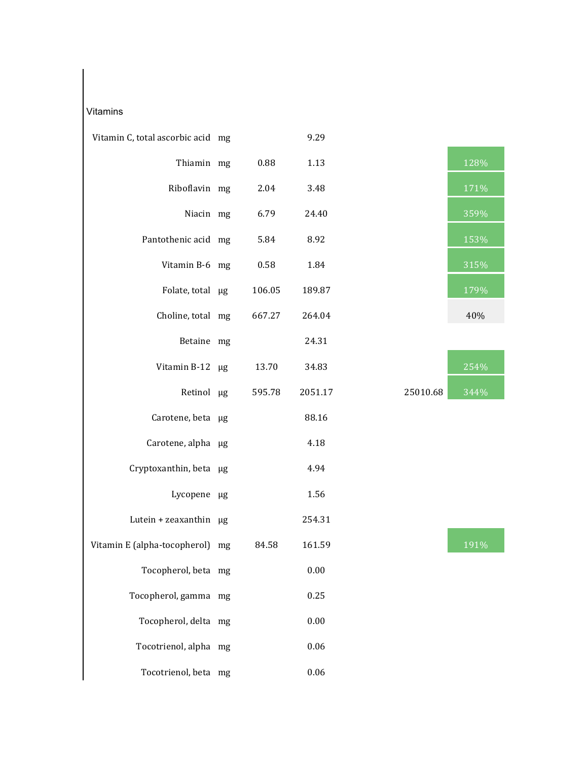Vitamins

| | | | | | |
|---|---|---|---|---|---|
| Vitamin C, total ascorbic acid | mg | | 9.29 | | |
| Thiamin | mg | 0.88 | 1.13 | | 128% |
| Riboflavin | mg | 2.04 | 3.48 | | 171% |
| Niacin | mg | 6.79 | 24.40 | | 359% |
| Pantothenic acid | mg | 5.84 | 8.92 | | 153% |
| Vitamin B-6 | mg | 0.58 | 1.84 | | 315% |
| Folate, total | µg | 106.05 | 189.87 | | 179% |
| Choline, total | mg | 667.27 | 264.04 | | 40% |
| Betaine | mg | | 24.31 | | |
| Vitamin B-12 | µg | 13.70 | 34.83 | | 254% |
| Retinol | µg | 595.78 | 2051.17 | 25010.68 | 344% |
| Carotene, beta | µg | | 88.16 | | |
| Carotene, alpha | µg | | 4.18 | | |
| Cryptoxanthin, beta | µg | | 4.94 | | |
| Lycopene | µg | | 1.56 | | |
| Lutein + zeaxanthin | µg | | 254.31 | | |
| Vitamin E (alpha-tocopherol) | mg | 84.58 | 161.59 | | 191% |
| Tocopherol, beta | mg | | 0.00 | | |
| Tocopherol, gamma | mg | | 0.25 | | |
| Tocopherol, delta | mg | | 0.00 | | |
| Tocotrienol, alpha | mg | | 0.06 | | |
| Tocotrienol, beta | mg | | 0.06 | | |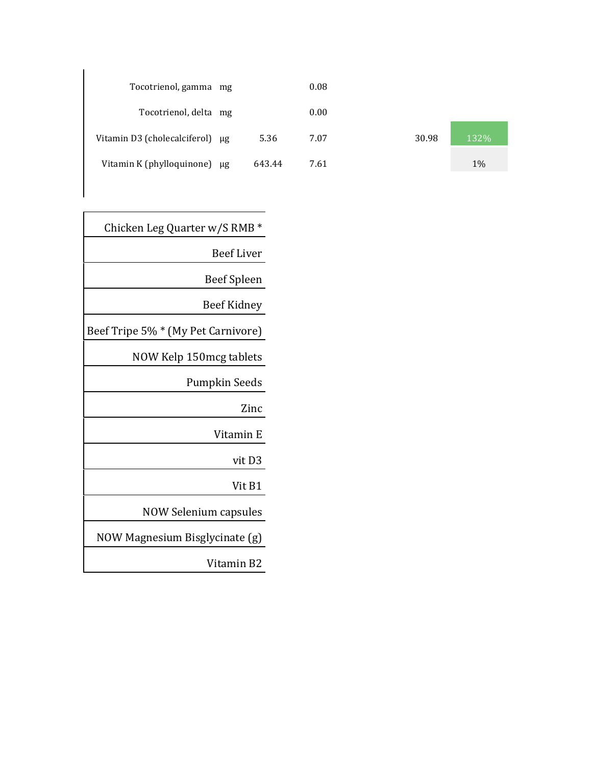| | | | | | | |
|---|---|---|---|---|---|---|
| Tocotrienol, gamma | mg | | 0.08 | | | |
| Tocotrienol, delta | mg | | 0.00 | | | |
| Vitamin D3 (cholecalciferol) | µg | 5.36 | 7.07 | | 30.98 | 132% |
| Vitamin K (phylloquinone) | µg | 643.44 | 7.61 | | | 1% |

| |
|---|
| Chicken Leg Quarter w/S RMB * |
| Beef Liver |
| Beef Spleen |
| Beef Kidney |
| Beef Tripe 5% * (My Pet Carnivore) |
| NOW Kelp 150mcg tablets |
| Pumpkin Seeds |
| Zinc |
| Vitamin E |
| vit D3 |
| Vit B1 |
| NOW Selenium capsules |
| NOW Magnesium Bisglycinate (g) |
| Vitamin B2 |